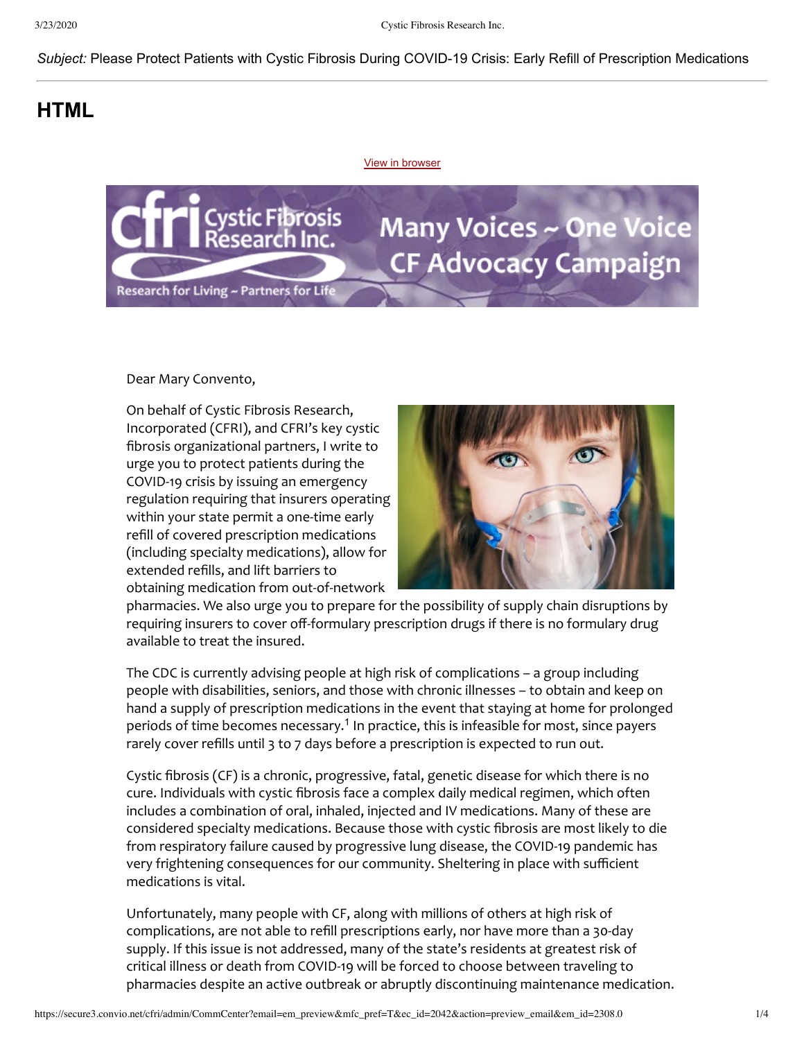*Subject:* Please Protect Patients with Cystic Fibrosis During COVID-19 Crisis: Early Refill of Prescription Medications

## HTML

View in browser

Dear Mary Convento,

On behalf of Cystic Fibrosis Research, Incorporated (CFRI), and CFRI's key cystic fibrosis organizational partners, I write to urge you to protect patients during the COVID-19 crisis by issuing an emergency regulation requiring that insurers operating within your state permit a one-time early refill of covered prescription medications (including specialty medications), allow for extended refills, and lift barriers to obtaining medication from out-of-network pharmacies. We also urge you to prepare for the possibility of supply chain disruptions by requiring insurers to cover off-formulary prescription drugs if there is no formulary drug available to treat the insured.

The CDC is currently advising people at high risk of complications – a group including people with disabilities, seniors, and those with chronic illnesses – to obtain and keep on hand a supply of prescription medications in the event that staying at home for prolonged periods of time becomes necessary.[1] In practice, this is infeasible for most, since payers rarely cover refills until 3 to 7 days before a prescription is expected to run out.

Cystic fibrosis (CF) is a chronic, progressive, fatal, genetic disease for which there is no cure. Individuals with cystic fibrosis face a complex daily medical regimen, which often includes a combination of oral, inhaled, injected and IV medications. Many of these are considered specialty medications. Because those with cystic fibrosis are most likely to die from respiratory failure caused by progressive lung disease, the COVID-19 pandemic has very frightening consequences for our community. Sheltering in place with sufficient medications is vital.

Unfortunately, many people with CF, along with millions of others at high risk of complications, are not able to refill prescriptions early, nor have more than a 30-day supply. If this issue is not addressed, many of the state's residents at greatest risk of critical illness or death from COVID-19 will be forced to choose between traveling to pharmacies despite an active outbreak or abruptly discontinuing maintenance medication.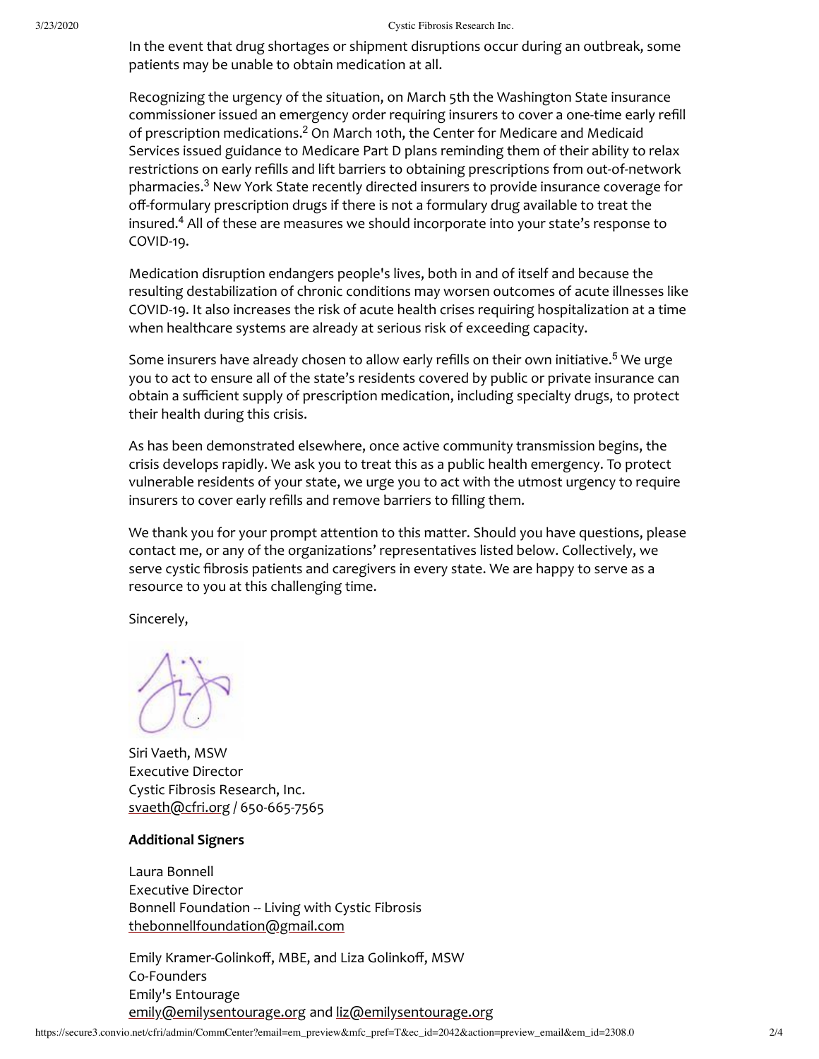In the event that drug shortages or shipment disruptions occur during an outbreak, some patients may be unable to obtain medication at all.

Recognizing the urgency of the situation, on March 5th the Washington State insurance commissioner issued an emergency order requiring insurers to cover a one-time early refill of prescription medications.[2] On March 10th, the Center for Medicare and Medicaid Services issued guidance to Medicare Part D plans reminding them of their ability to relax restrictions on early refills and lift barriers to obtaining prescriptions from out-of-network pharmacies.[3] New York State recently directed insurers to provide insurance coverage for off-formulary prescription drugs if there is not a formulary drug available to treat the insured.[4] All of these are measures we should incorporate into your state's response to COVID-19.

Medication disruption endangers people's lives, both in and of itself and because the resulting destabilization of chronic conditions may worsen outcomes of acute illnesses like COVID-19. It also increases the risk of acute health crises requiring hospitalization at a time when healthcare systems are already at serious risk of exceeding capacity.

Some insurers have already chosen to allow early refills on their own initiative.[5] We urge you to act to ensure all of the state's residents covered by public or private insurance can obtain a sufficient supply of prescription medication, including specialty drugs, to protect their health during this crisis.

As has been demonstrated elsewhere, once active community transmission begins, the crisis develops rapidly. We ask you to treat this as a public health emergency. To protect vulnerable residents of your state, we urge you to act with the utmost urgency to require insurers to cover early refills and remove barriers to filling them.

We thank you for your prompt attention to this matter. Should you have questions, please contact me, or any of the organizations' representatives listed below. Collectively, we serve cystic fibrosis patients and caregivers in every state. We are happy to serve as a resource to you at this challenging time.

Sincerely,

Siri Vaeth, MSW
Executive Director
Cystic Fibrosis Research, Inc.
svaeth@cfri.org / 650-665-7565

**Additional Signers**

Laura Bonnell
Executive Director
Bonnell Foundation -- Living with Cystic Fibrosis
thebonnellfoundation@gmail.com

Emily Kramer-Golinkoff, MBE, and Liza Golinkoff, MSW
Co-Founders
Emily's Entourage
emily@emilysentourage.org and liz@emilysentourage.org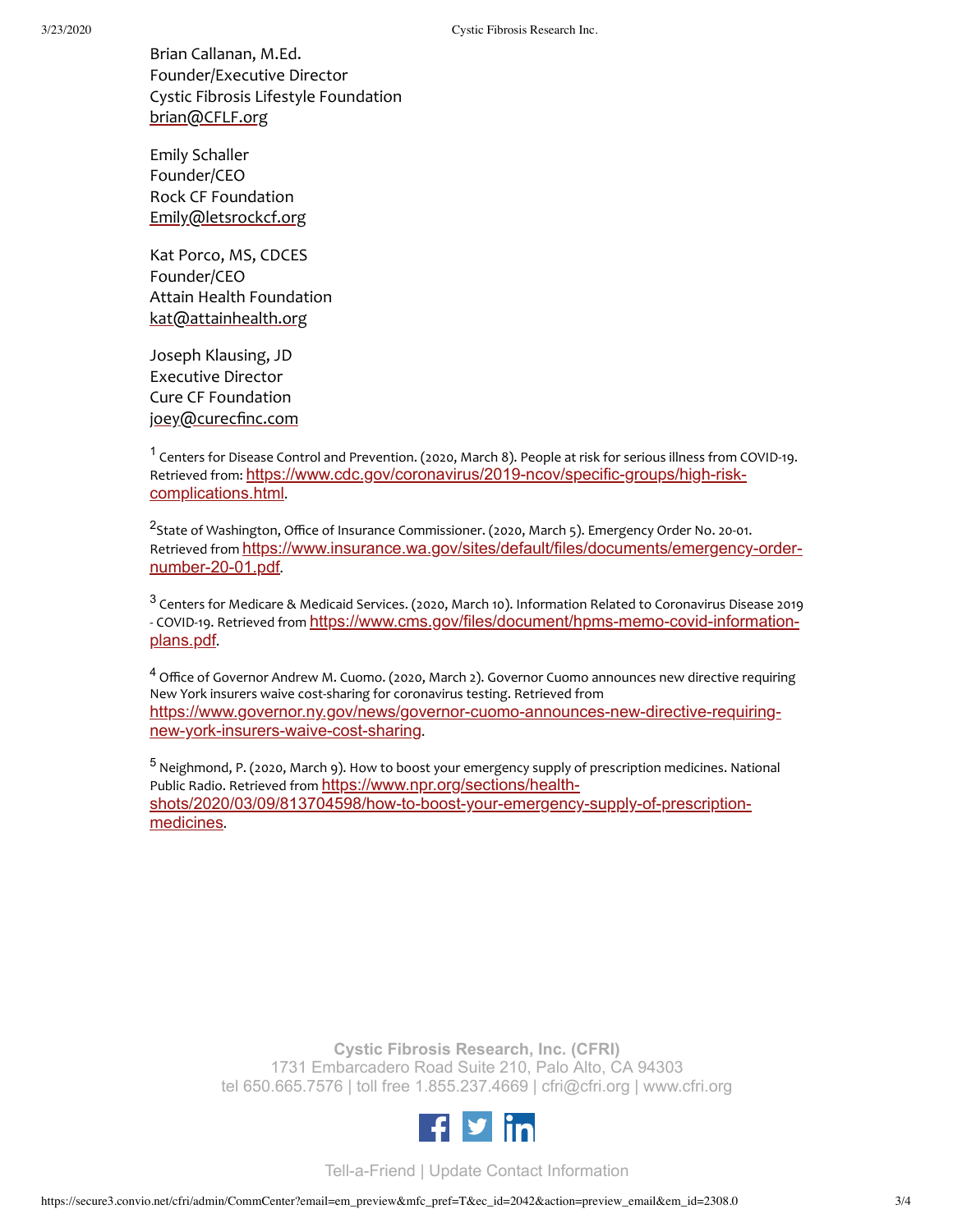Brian Callanan, M.Ed.
Founder/Executive Director
Cystic Fibrosis Lifestyle Foundation
brian@CFLF.org

Emily Schaller
Founder/CEO
Rock CF Foundation
Emily@letsrockcf.org

Kat Porco, MS, CDCES
Founder/CEO
Attain Health Foundation
kat@attainhealth.org

Joseph Klausing, JD
Executive Director
Cure CF Foundation
joey@curecfinc.com

[1] Centers for Disease Control and Prevention. (2020, March 8). People at risk for serious illness from COVID-19. Retrieved from: https://www.cdc.gov/coronavirus/2019-ncov/specific-groups/high-risk-complications.html.

[2] State of Washington, Office of Insurance Commissioner. (2020, March 5). Emergency Order No. 20-01. Retrieved from https://www.insurance.wa.gov/sites/default/files/documents/emergency-order-number-20-01.pdf.

[3] Centers for Medicare & Medicaid Services. (2020, March 10). Information Related to Coronavirus Disease 2019 - COVID-19. Retrieved from https://www.cms.gov/files/document/hpms-memo-covid-information-plans.pdf.

[4] Office of Governor Andrew M. Cuomo. (2020, March 2). Governor Cuomo announces new directive requiring New York insurers waive cost-sharing for coronavirus testing. Retrieved from https://www.governor.ny.gov/news/governor-cuomo-announces-new-directive-requiring-new-york-insurers-waive-cost-sharing.

[5] Neighmond, P. (2020, March 9). How to boost your emergency supply of prescription medicines. National Public Radio. Retrieved from https://www.npr.org/sections/health-shots/2020/03/09/813704598/how-to-boost-your-emergency-supply-of-prescription-medicines.

**Cystic Fibrosis Research, Inc. (CFRI)**
1731 Embarcadero Road Suite 210, Palo Alto, CA 94303
tel 650.665.7576 | toll free 1.855.237.4669 | cfri@cfri.org | www.cfri.org

Tell-a-Friend | Update Contact Information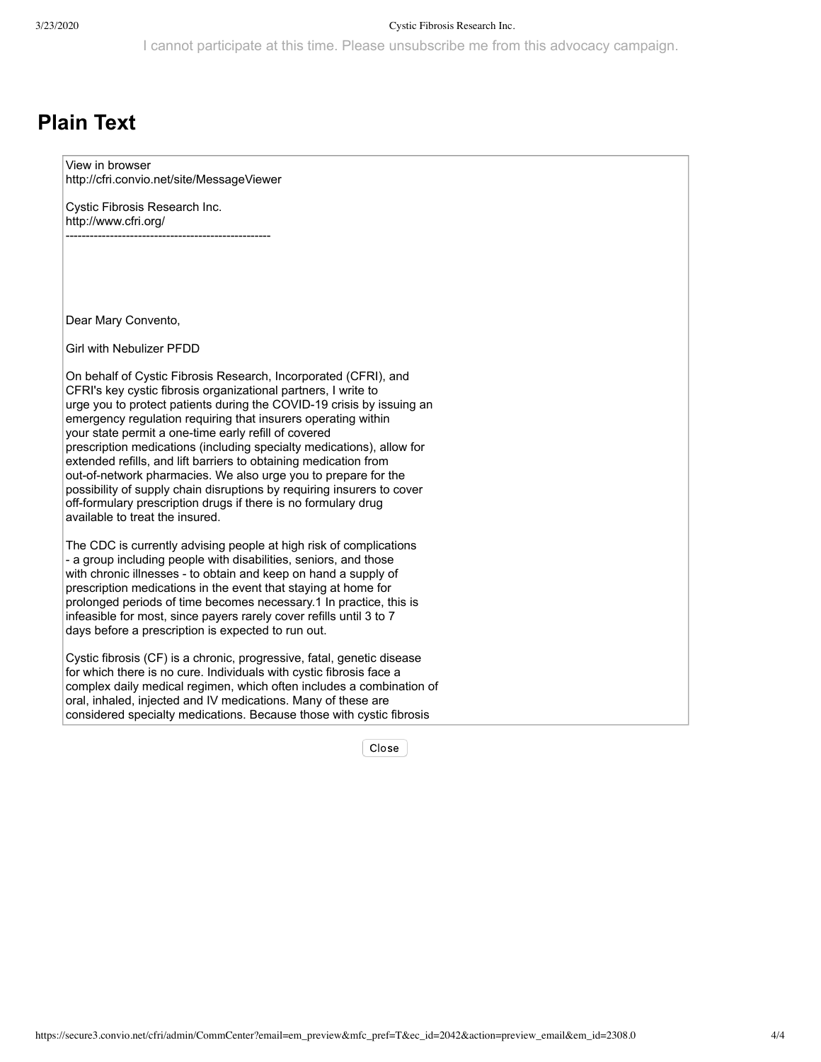I cannot participate at this time. Please unsubscribe me from this advocacy campaign.

## Plain Text

View in browser
http://cfri.convio.net/site/MessageViewer

Cystic Fibrosis Research Inc.
http://www.cfri.org/

--------------------------------------------------

Dear Mary Convento,

Girl with Nebulizer PFDD

On behalf of Cystic Fibrosis Research, Incorporated (CFRI), and CFRI's key cystic fibrosis organizational partners, I write to urge you to protect patients during the COVID-19 crisis by issuing an emergency regulation requiring that insurers operating within your state permit a one-time early refill of covered prescription medications (including specialty medications), allow for extended refills, and lift barriers to obtaining medication from out-of-network pharmacies. We also urge you to prepare for the possibility of supply chain disruptions by requiring insurers to cover off-formulary prescription drugs if there is no formulary drug available to treat the insured.

The CDC is currently advising people at high risk of complications - a group including people with disabilities, seniors, and those with chronic illnesses - to obtain and keep on hand a supply of prescription medications in the event that staying at home for prolonged periods of time becomes necessary.1 In practice, this is infeasible for most, since payers rarely cover refills until 3 to 7 days before a prescription is expected to run out.

Cystic fibrosis (CF) is a chronic, progressive, fatal, genetic disease for which there is no cure. Individuals with cystic fibrosis face a complex daily medical regimen, which often includes a combination of oral, inhaled, injected and IV medications. Many of these are considered specialty medications. Because those with cystic fibrosis

Close